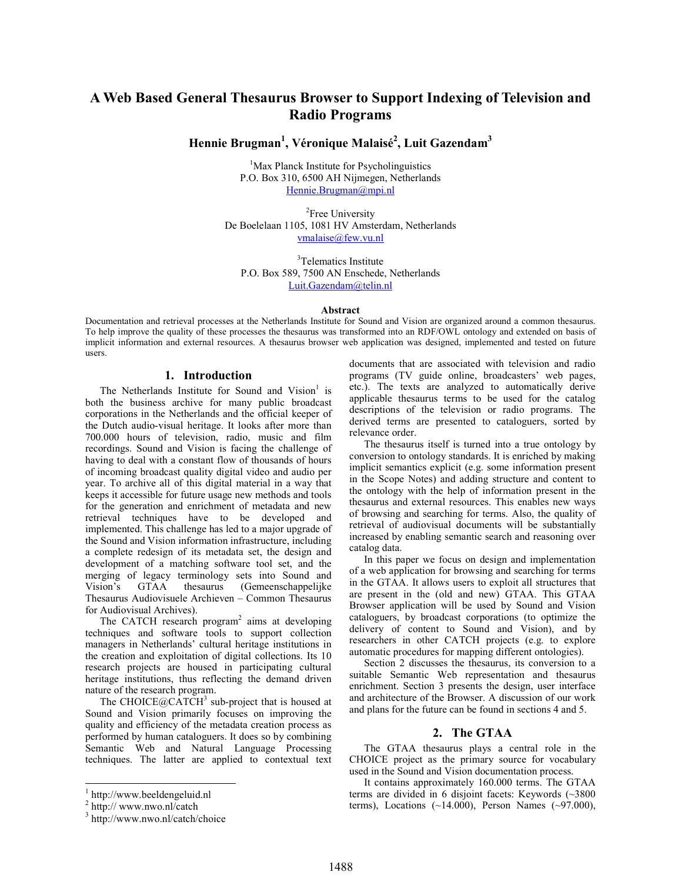# A Web Based General Thesaurus Browser to Support Indexing of Television and Radio Programs

**Hennie Brugman[1], Véronique Malaisé[2], Luit Gazendam[3]**

[1]Max Planck Institute for Psycholinguistics
P.O. Box 310, 6500 AH Nijmegen, Netherlands
Hennie.Brugman@mpi.nl

[2]Free University
De Boelelaan 1105, 1081 HV Amsterdam, Netherlands
vmalaise@few.vu.nl

[3]Telematics Institute
P.O. Box 589, 7500 AN Enschede, Netherlands
Luit.Gazendam@telin.nl

**Abstract**

Documentation and retrieval processes at the Netherlands Institute for Sound and Vision are organized around a common thesaurus. To help improve the quality of these processes the thesaurus was transformed into an RDF/OWL ontology and extended on basis of implicit information and external resources. A thesaurus browser web application was designed, implemented and tested on future users.

## 1. Introduction

The Netherlands Institute for Sound and Vision[1] is both the business archive for many public broadcast corporations in the Netherlands and the official keeper of the Dutch audio-visual heritage. It looks after more than 700.000 hours of television, radio, music and film recordings. Sound and Vision is facing the challenge of having to deal with a constant flow of thousands of hours of incoming broadcast quality digital video and audio per year. To archive all of this digital material in a way that keeps it accessible for future usage new methods and tools for the generation and enrichment of metadata and new retrieval techniques have to be developed and implemented. This challenge has led to a major upgrade of the Sound and Vision information infrastructure, including a complete redesign of its metadata set, the design and development of a matching software tool set, and the merging of legacy terminology sets into Sound and Vision's GTAA thesaurus (Gemeenschappelijke Thesaurus Audiovisuele Archieven – Common Thesaurus for Audiovisual Archives).

The CATCH research program[2] aims at developing techniques and software tools to support collection managers in Netherlands' cultural heritage institutions in the creation and exploitation of digital collections. Its 10 research projects are housed in participating cultural heritage institutions, thus reflecting the demand driven nature of the research program.

The CHOICE@CATCH[3] sub-project that is housed at Sound and Vision primarily focuses on improving the quality and efficiency of the metadata creation process as performed by human cataloguers. It does so by combining Semantic Web and Natural Language Processing techniques. The latter are applied to contextual text documents that are associated with television and radio programs (TV guide online, broadcasters' web pages, etc.). The texts are analyzed to automatically derive applicable thesaurus terms to be used for the catalog descriptions of the television or radio programs. The derived terms are presented to cataloguers, sorted by relevance order.

The thesaurus itself is turned into a true ontology by conversion to ontology standards. It is enriched by making implicit semantics explicit (e.g. some information present in the Scope Notes) and adding structure and content to the ontology with the help of information present in the thesaurus and external resources. This enables new ways of browsing and searching for terms. Also, the quality of retrieval of audiovisual documents will be substantially increased by enabling semantic search and reasoning over catalog data.

In this paper we focus on design and implementation of a web application for browsing and searching for terms in the GTAA. It allows users to exploit all structures that are present in the (old and new) GTAA. This GTAA Browser application will be used by Sound and Vision cataloguers, by broadcast corporations (to optimize the delivery of content to Sound and Vision), and by researchers in other CATCH projects (e.g. to explore automatic procedures for mapping different ontologies).

Section 2 discusses the thesaurus, its conversion to a suitable Semantic Web representation and thesaurus enrichment. Section 3 presents the design, user interface and architecture of the Browser. A discussion of our work and plans for the future can be found in sections 4 and 5.

## 2. The GTAA

The GTAA thesaurus plays a central role in the CHOICE project as the primary source for vocabulary used in the Sound and Vision documentation process.

It contains approximately 160.000 terms. The GTAA terms are divided in 6 disjoint facets: Keywords (~3800 terms), Locations (~14.000), Person Names (~97.000),

---

[1] http://www.beeldengeluid.nl
[2] http:// www.nwo.nl/catch
[3] http://www.nwo.nl/catch/choice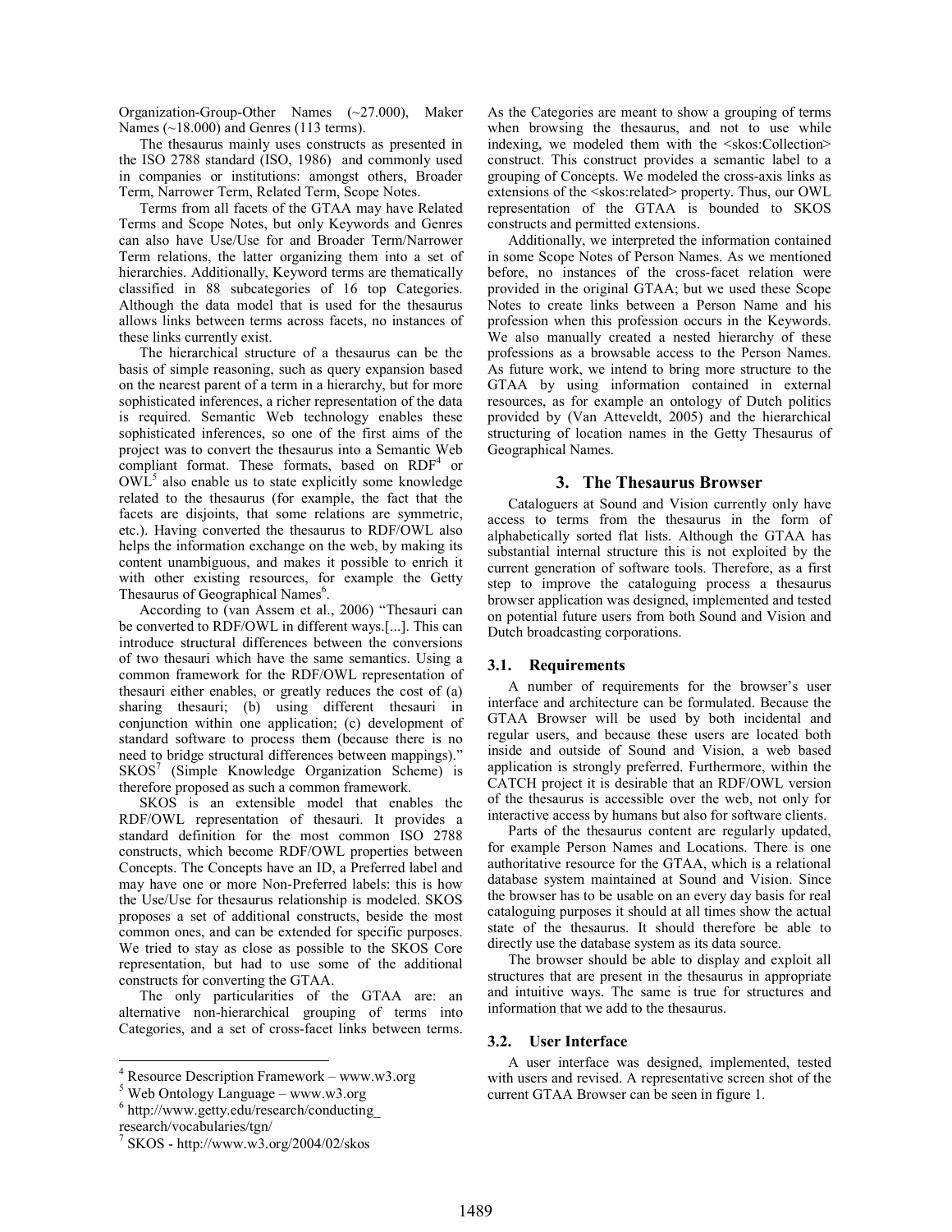Organization-Group-Other Names (~27.000), Maker Names (~18.000) and Genres (113 terms).

The thesaurus mainly uses constructs as presented in the ISO 2788 standard (ISO, 1986) and commonly used in companies or institutions: amongst others, Broader Term, Narrower Term, Related Term, Scope Notes.

Terms from all facets of the GTAA may have Related Terms and Scope Notes, but only Keywords and Genres can also have Use/Use for and Broader Term/Narrower Term relations, the latter organizing them into a set of hierarchies. Additionally, Keyword terms are thematically classified in 88 subcategories of 16 top Categories. Although the data model that is used for the thesaurus allows links between terms across facets, no instances of these links currently exist.

The hierarchical structure of a thesaurus can be the basis of simple reasoning, such as query expansion based on the nearest parent of a term in a hierarchy, but for more sophisticated inferences, a richer representation of the data is required. Semantic Web technology enables these sophisticated inferences, so one of the first aims of the project was to convert the thesaurus into a Semantic Web compliant format. These formats, based on RDF[4] or OWL[5] also enable us to state explicitly some knowledge related to the thesaurus (for example, the fact that the facets are disjoints, that some relations are symmetric, etc.). Having converted the thesaurus to RDF/OWL also helps the information exchange on the web, by making its content unambiguous, and makes it possible to enrich it with other existing resources, for example the Getty Thesaurus of Geographical Names[6].

According to (van Assem et al., 2006) "Thesauri can be converted to RDF/OWL in different ways.[...]. This can introduce structural differences between the conversions of two thesauri which have the same semantics. Using a common framework for the RDF/OWL representation of thesauri either enables, or greatly reduces the cost of (a) sharing thesauri; (b) using different thesauri in conjunction within one application; (c) development of standard software to process them (because there is no need to bridge structural differences between mappings)." SKOS[7] (Simple Knowledge Organization Scheme) is therefore proposed as such a common framework.

SKOS is an extensible model that enables the RDF/OWL representation of thesauri. It provides a standard definition for the most common ISO 2788 constructs, which become RDF/OWL properties between Concepts. The Concepts have an ID, a Preferred label and may have one or more Non-Preferred labels: this is how the Use/Use for thesaurus relationship is modeled. SKOS proposes a set of additional constructs, beside the most common ones, and can be extended for specific purposes. We tried to stay as close as possible to the SKOS Core representation, but had to use some of the additional constructs for converting the GTAA.

The only particularities of the GTAA are: an alternative non-hierarchical grouping of terms into Categories, and a set of cross-facet links between terms. As the Categories are meant to show a grouping of terms when browsing the thesaurus, and not to use while indexing, we modeled them with the <skos:Collection> construct. This construct provides a semantic label to a grouping of Concepts. We modeled the cross-axis links as extensions of the <skos:related> property. Thus, our OWL representation of the GTAA is bounded to SKOS constructs and permitted extensions.

Additionally, we interpreted the information contained in some Scope Notes of Person Names. As we mentioned before, no instances of the cross-facet relation were provided in the original GTAA; but we used these Scope Notes to create links between a Person Name and his profession when this profession occurs in the Keywords. We also manually created a nested hierarchy of these professions as a browsable access to the Person Names. As future work, we intend to bring more structure to the GTAA by using information contained in external resources, as for example an ontology of Dutch politics provided by (Van Atteveldt, 2005) and the hierarchical structuring of location names in the Getty Thesaurus of Geographical Names.

## 3. The Thesaurus Browser

Cataloguers at Sound and Vision currently only have access to terms from the thesaurus in the form of alphabetically sorted flat lists. Although the GTAA has substantial internal structure this is not exploited by the current generation of software tools. Therefore, as a first step to improve the cataloguing process a thesaurus browser application was designed, implemented and tested on potential future users from both Sound and Vision and Dutch broadcasting corporations.

### 3.1. Requirements

A number of requirements for the browser's user interface and architecture can be formulated. Because the GTAA Browser will be used by both incidental and regular users, and because these users are located both inside and outside of Sound and Vision, a web based application is strongly preferred. Furthermore, within the CATCH project it is desirable that an RDF/OWL version of the thesaurus is accessible over the web, not only for interactive access by humans but also for software clients.

Parts of the thesaurus content are regularly updated, for example Person Names and Locations. There is one authoritative resource for the GTAA, which is a relational database system maintained at Sound and Vision. Since the browser has to be usable on an every day basis for real cataloguing purposes it should at all times show the actual state of the thesaurus. It should therefore be able to directly use the database system as its data source.

The browser should be able to display and exploit all structures that are present in the thesaurus in appropriate and intuitive ways. The same is true for structures and information that we add to the thesaurus.

### 3.2. User Interface

A user interface was designed, implemented, tested with users and revised. A representative screen shot of the current GTAA Browser can be seen in figure 1.

---

[4] Resource Description Framework – www.w3.org

[5] Web Ontology Language – www.w3.org

[6] http://www.getty.edu/research/conducting_research/vocabularies/tgn/

[7] SKOS - http://www.w3.org/2004/02/skos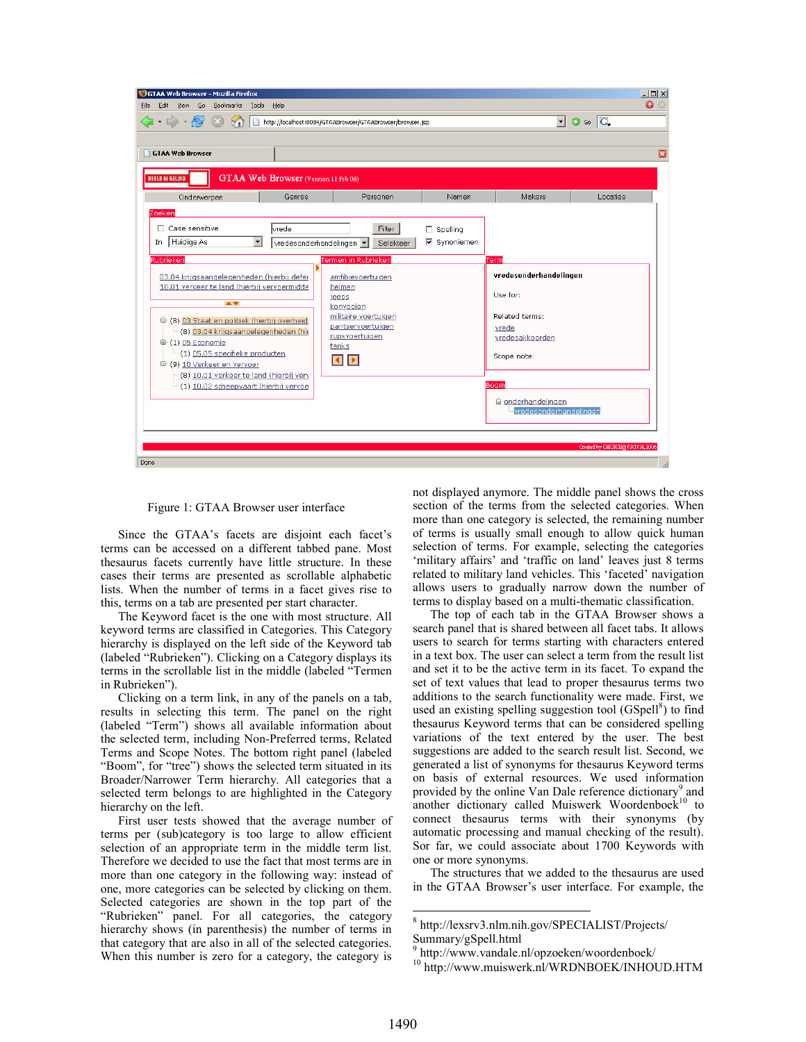Figure 1: GTAA Browser user interface

Since the GTAA's facets are disjoint each facet's terms can be accessed on a different tabbed pane. Most thesaurus facets currently have little structure. In these cases their terms are presented as scrollable alphabetic lists. When the number of terms in a facet gives rise to this, terms on a tab are presented per start character.

The Keyword facet is the one with most structure. All keyword terms are classified in Categories. This Category hierarchy is displayed on the left side of the Keyword tab (labeled "Rubrieken"). Clicking on a Category displays its terms in the scrollable list in the middle (labeled "Termen in Rubrieken").

Clicking on a term link, in any of the panels on a tab, results in selecting this term. The panel on the right (labeled "Term") shows all available information about the selected term, including Non-Preferred terms, Related Terms and Scope Notes. The bottom right panel (labeled "Boom", for "tree") shows the selected term situated in its Broader/Narrower Term hierarchy. All categories that a selected term belongs to are highlighted in the Category hierarchy on the left.

First user tests showed that the average number of terms per (sub)category is too large to allow efficient selection of an appropriate term in the middle term list. Therefore we decided to use the fact that most terms are in more than one category in the following way: instead of one, more categories can be selected by clicking on them. Selected categories are shown in the top part of the "Rubrieken" panel. For all categories, the category hierarchy shows (in parenthesis) the number of terms in that category that are also in all of the selected categories. When this number is zero for a category, the category is not displayed anymore. The middle panel shows the cross section of the terms from the selected categories. When more than one category is selected, the remaining number of terms is usually small enough to allow quick human selection of terms. For example, selecting the categories 'military affairs' and 'traffic on land' leaves just 8 terms related to military land vehicles. This 'faceted' navigation allows users to gradually narrow down the number of terms to display based on a multi-thematic classification.

The top of each tab in the GTAA Browser shows a search panel that is shared between all facet tabs. It allows users to search for terms starting with characters entered in a text box. The user can select a term from the result list and set it to be the active term in its facet. To expand the set of text values that lead to proper thesaurus terms two additions to the search functionality were made. First, we used an existing spelling suggestion tool (GSpell[8]) to find thesaurus Keyword terms that can be considered spelling variations of the text entered by the user. The best suggestions are added to the search result list. Second, we generated a list of synonyms for thesaurus Keyword terms on basis of external resources. We used information provided by the online Van Dale reference dictionary[9] and another dictionary called Muiswerk Woordenboek[10] to connect thesaurus terms with their synonyms (by automatic processing and manual checking of the result). Sor far, we could associate about 1700 Keywords with one or more synonyms.

The structures that we added to the thesaurus are used in the GTAA Browser's user interface. For example, the

[8] http://lexsrv3.nlm.nih.gov/SPECIALIST/Projects/Summary/gSpell.html

[9] http://www.vandale.nl/opzoeken/woordenboek/

[10] http://www.muiswerk.nl/WRDNBOEK/INHOUD.HTM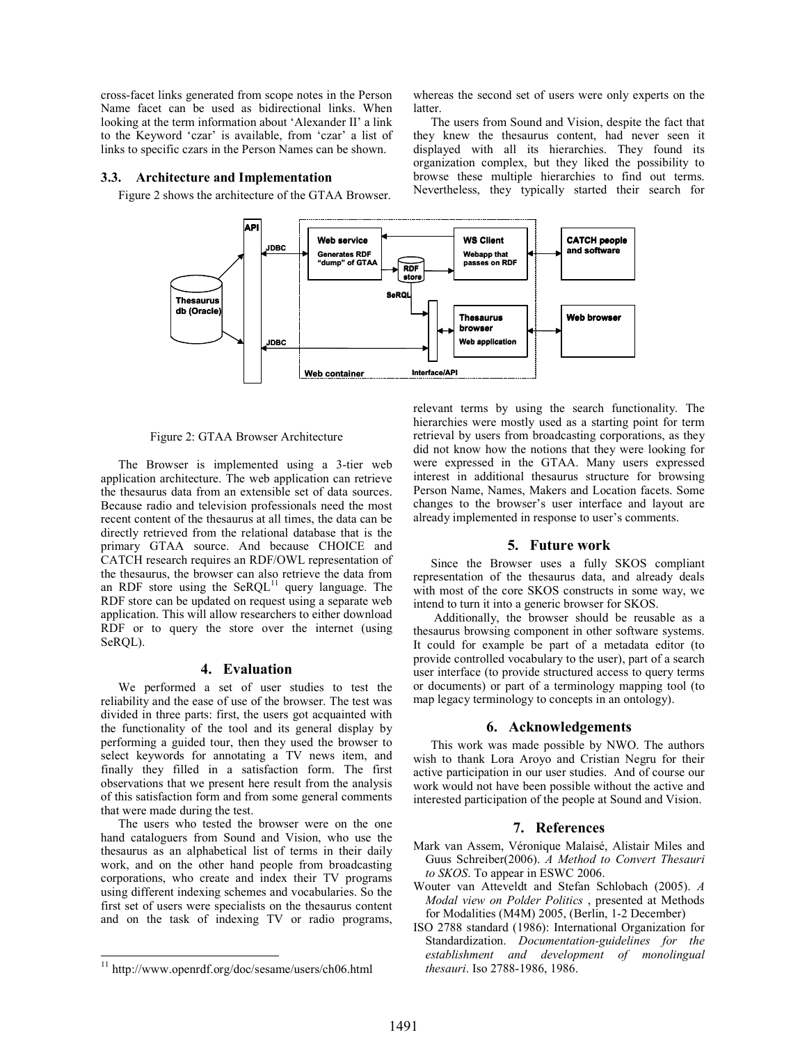cross-facet links generated from scope notes in the Person Name facet can be used as bidirectional links. When looking at the term information about 'Alexander II' a link to the Keyword 'czar' is available, from 'czar' a list of links to specific czars in the Person Names can be shown.

### 3.3. Architecture and Implementation

Figure 2 shows the architecture of the GTAA Browser.

API
JDBC
Web service
Generates RDF "dump" of GTAA
RDF store
WS Client
Webapp that passes on RDF
CATCH people and software
Thesaurus db (Oracle)
SeRQL
Thesaurus browser
Web application
Web browser
JDBC
Web container
Interface/API

Figure 2: GTAA Browser Architecture

The Browser is implemented using a 3-tier web application architecture. The web application can retrieve the thesaurus data from an extensible set of data sources. Because radio and television professionals need the most recent content of the thesaurus at all times, the data can be directly retrieved from the relational database that is the primary GTAA source. And because CHOICE and CATCH research requires an RDF/OWL representation of the thesaurus, the browser can also retrieve the data from an RDF store using the SeRQL[11] query language. The RDF store can be updated on request using a separate web application. This will allow researchers to either download RDF or to query the store over the internet (using SeRQL).

## 4. Evaluation

We performed a set of user studies to test the reliability and the ease of use of the browser. The test was divided in three parts: first, the users got acquainted with the functionality of the tool and its general display by performing a guided tour, then they used the browser to select keywords for annotating a TV news item, and finally they filled in a satisfaction form. The first observations that we present here result from the analysis of this satisfaction form and from some general comments that were made during the test.

The users who tested the browser were on the one hand cataloguers from Sound and Vision, who use the thesaurus as an alphabetical list of terms in their daily work, and on the other hand people from broadcasting corporations, who create and index their TV programs using different indexing schemes and vocabularies. So the first set of users were specialists on the thesaurus content and on the task of indexing TV or radio programs, whereas the second set of users were only experts on the latter.

The users from Sound and Vision, despite the fact that they knew the thesaurus content, had never seen it displayed with all its hierarchies. They found its organization complex, but they liked the possibility to browse these multiple hierarchies to find out terms. Nevertheless, they typically started their search for relevant terms by using the search functionality. The hierarchies were mostly used as a starting point for term retrieval by users from broadcasting corporations, as they did not know how the notions that they were looking for were expressed in the GTAA. Many users expressed interest in additional thesaurus structure for browsing Person Name, Names, Makers and Location facets. Some changes to the browser's user interface and layout are already implemented in response to user's comments.

## 5. Future work

Since the Browser uses a fully SKOS compliant representation of the thesaurus data, and already deals with most of the core SKOS constructs in some way, we intend to turn it into a generic browser for SKOS.

Additionally, the browser should be reusable as a thesaurus browsing component in other software systems. It could for example be part of a metadata editor (to provide controlled vocabulary to the user), part of a search user interface (to provide structured access to query terms or documents) or part of a terminology mapping tool (to map legacy terminology to concepts in an ontology).

## 6. Acknowledgements

This work was made possible by NWO. The authors wish to thank Lora Aroyo and Cristian Negru for their active participation in our user studies. And of course our work would not have been possible without the active and interested participation of the people at Sound and Vision.

## 7. References

Mark van Assem, Véronique Malaisé, Alistair Miles and Guus Schreiber(2006). *A Method to Convert Thesauri to SKOS*. To appear in ESWC 2006.

Wouter van Atteveldt and Stefan Schlobach (2005). *A Modal view on Polder Politics* , presented at Methods for Modalities (M4M) 2005, (Berlin, 1-2 December)

ISO 2788 standard (1986): International Organization for Standardization. *Documentation-guidelines for the establishment and development of monolingual thesauri*. Iso 2788-1986, 1986.

[11] http://www.openrdf.org/doc/sesame/users/ch06.html